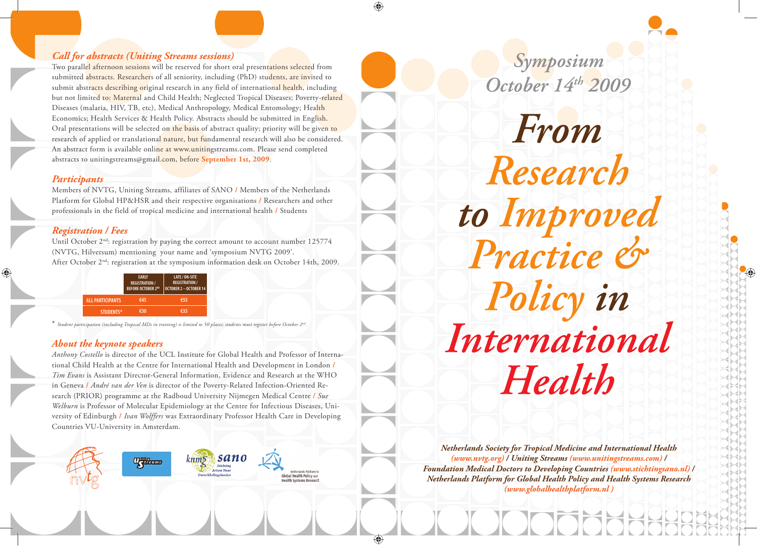### *Call for abstracts (Uniting Streams sessions)*

Two parallel afternoon sessions will be reserved for short oral presentations selected from submitted abstracts. Researchers of all seniority, including (PhD) students, are invited to submit abstracts describing original research in any field of international health, including but not limited to: Maternal and Child Health; Neglected Tropical Diseases; Poverty-related Diseases (malaria, HIV, TB, etc), Medical Anthropology, Medical Entomology; Health Economics; Health Services & Health Policy. Abstracts should be submitted in English. Oral presentations will be selected on the basis of abstract quality; priority will be given to research of applied or translational nature, but fundamental research will also be considered. An abstract form is available online at www.unitingstreams.com. Please send completed abstracts to unitingstreams@gmail.com, before **September 1st, 2009**.

### *Participants*

Members of NVTG, Uniting Streams, affiliates of SANO / Members of the Netherlands Platform for Global HP&HSR and their respective organisations / Researchers and other professionals in the field of tropical medicine and international health / Students

### *Registration / Fees*

Until October 2nd: registration by paying the correct amount to account number 125774 (NVTG, Hilversum) mentioning your name and 'symposium NVTG 2009'.
After October 2nd: registration at the symposium information desk on October 14th, 2009.

| | EARLY REGISTRATION / BEFORE OCTOBER 2ND | LATE / ON-SITE REGISTRATION / OCTOBER 2 – OCTOBER 14 |
|---|---|---|
| ALL PARTICIPANTS | €45 | €55 |
| STUDENTS* | €30 | €35 |

\* *Student participation (including Tropical MDs in training) is limited to 50 places; students must register before October 2nd.*

### *About the keynote speakers*

*Anthony Costello* is director of the UCL Institute for Global Health and Professor of International Child Health at the Centre for International Health and Development in London / *Tim Evans* is Assistant Director-General Information, Evidence and Research at the WHO in Geneva / *André van der Ven* is director of the Poverty-Related Infection-Oriented Research (PRIOR) programme at the Radboud University Nijmegen Medical Centre / *Sue Welburn* is Professor of Molecular Epidemiology at the Centre for Infectious Diseases, University of Edinburgh / *Ivan Wolffers* was Extraordinary Professor Health Care in Developing Countries VU-University in Amsterdam.

nvtg | Uniting Streams | kncv sano Stichting Artsen Naar Ontwikkelingslanden | Netherlands Platform for Global Health Policy and Health Systems Research

*Symposium*
*October 14th 2009*

# *From Research to Improved Practice & Policy in International Health*

***Netherlands Society for Tropical Medicine and International Health (www.nvtg.org) / Uniting Streams (www.unitingstreams.com) / Foundation Medical Doctors to Developing Countries (www.stichtingsano.nl) / Netherlands Platform for Global Health Policy and Health Systems Research (www.globalhealthplatform.nl )***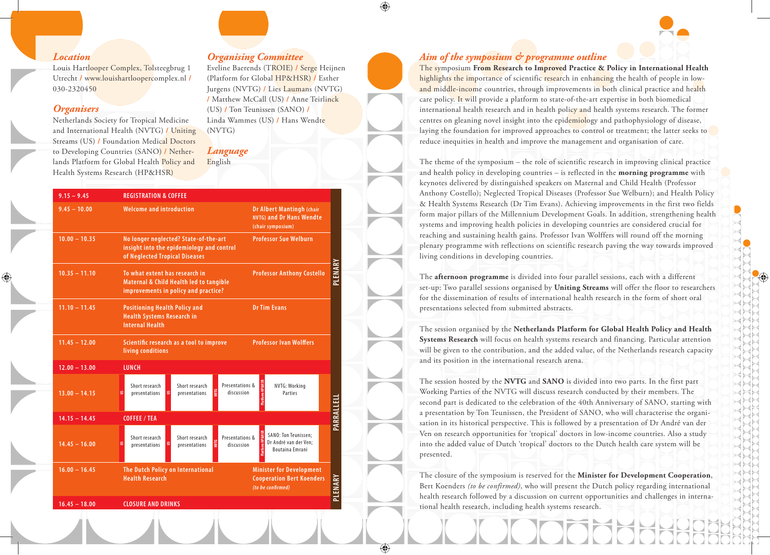## Location

Louis Hartlooper Complex, Tolsteegbrug 1
Utrecht / www.louishartloopercomplex.nl /
030-2320450

## Organisers

Netherlands Society for Tropical Medicine and International Health (NVTG) / Uniting Streams (US) / Foundation Medical Doctors to Developing Countries (SANO) / Netherlands Platform for Global Health Policy and Health Systems Research (HP&HSR)

## Organising Committee

Eveline Baerends (TROIE) / Serge Heijnen (Platform for Global HP&HSR) / Esther Jurgens (NVTG) / Lies Laumans (NVTG) / Matthew McCall (US) / Anne Teirlinck (US) / Ton Teunissen (SANO) / Linda Wammes (US) / Hans Wendte (NVTG)

## Language

English

| | | | | | | | | |
|---|---|---|---|---|---|---|---|---|
| 9.15 – 9.45 | REGISTRATION & COFFEE | | | | | | | |
| 9.45 – 10.00 | Welcome and introduction | | | | Dr Albert Mantingh (chair NVTG) and Dr Hans Wendte (chair symposium) | | | PLENARY |
| 10.00 – 10.35 | No longer neglected? State-of-the-art insight into the epidemiology and control of Neglected Tropical Diseases | | | | Professor Sue Welburn | | | PLENARY |
| 10.35 – 11.10 | To what extent has research in Maternal & Child Health led to tangible improvements in policy and practice? | | | | Professor Anthony Costello | | | PLENARY |
| 11.10 – 11.45 | Positioning Health Policy and Health Systems Research in Internal Health | | | | Dr Tim Evans | | | PLENARY |
| 11.45 – 12.00 | Scientific research as a tool to improve living conditions | | | | Professor Ivan Wolffers | | | PLENARY |
| 12.00 – 13.00 | LUNCH | | | | | | | |
| 13.00 – 14.15 | US | Short research presentations | US | Short research presentations | NVTG | Presentations & discussion | Platform HP&HSR | NVTG: Working Parties |
| 14.15 – 14.45 | COFFEE / TEA | | | | | | | |
| 14.45 – 16.00 | US | Short research presentations | US | Short research presentations | NVTG | Presentations & discussion | Platform HP&HSR | SANO: Ton Teunissen; Dr André van der Ven; Boutaina Emrani |
| 16.00 – 16.45 | The Dutch Policy on International Health Research | | | | Minister for Development Cooperation Bert Koenders *(to be confirmed)* | | | PLENARY |
| 16.45 – 18.00 | CLOSURE AND DRINKS | | | | | | | |

(13.00 – 16.00: PARRALLELL)

## Aim of the symposium & programme outline

The symposium **From Research to Improved Practice & Policy in International Health** highlights the importance of scientific research in enhancing the health of people in low- and middle-income countries, through improvements in both clinical practice and health care policy. It will provide a platform to state-of-the-art expertise in both biomedical international health research and in health policy and health systems research. The former centres on gleaning novel insight into the epidemiology and pathophysiology of disease, laying the foundation for improved approaches to control or treatment; the latter seeks to reduce inequities in health and improve the management and organisation of care.

The theme of the symposium – the role of scientific research in improving clinical practice and health policy in developing countries – is reflected in the **morning programme** with keynotes delivered by distinguished speakers on Maternal and Child Health (Professor Anthony Costello); Neglected Tropical Diseases (Professor Sue Welburn); and Health Policy & Health Systems Research (Dr Tim Evans). Achieving improvements in the first two fields form major pillars of the Millennium Development Goals. In addition, strengthening health systems and improving health policies in developing countries are considered crucial for reaching and sustaining health gains. Professor Ivan Wolffers will round off the morning plenary programme with reflections on scientific research paving the way towards improved living conditions in developing countries.

The **afternoon programme** is divided into four parallel sessions, each with a different set-up: Two parallel sessions organised by **Uniting Streams** will offer the floor to researchers for the dissemination of results of international health research in the form of short oral presentations selected from submitted abstracts.

The session organised by the **Netherlands Platform for Global Health Policy and Health Systems Research** will focus on health systems research and financing. Particular attention will be given to the contribution, and the added value, of the Netherlands research capacity and its position in the international research arena.

The session hosted by the **NVTG** and **SANO** is divided into two parts. In the first part Working Parties of the NVTG will discuss research conducted by their members. The second part is dedicated to the celebration of the 40th Anniversary of SANO, starting with a presentation by Ton Teunissen, the President of SANO, who will characterise the organisation in its historical perspective. This is followed by a presentation of Dr André van der Ven on research opportunities for 'tropical' doctors in low-income countries. Also a study into the added value of Dutch 'tropical' doctors to the Dutch health care system will be presented.

The closure of the symposium is reserved for the **Minister for Development Cooperation**, Bert Koenders *(to be confirmed)*, who will present the Dutch policy regarding international health research followed by a discussion on current opportunities and challenges in international health research, including health systems research.